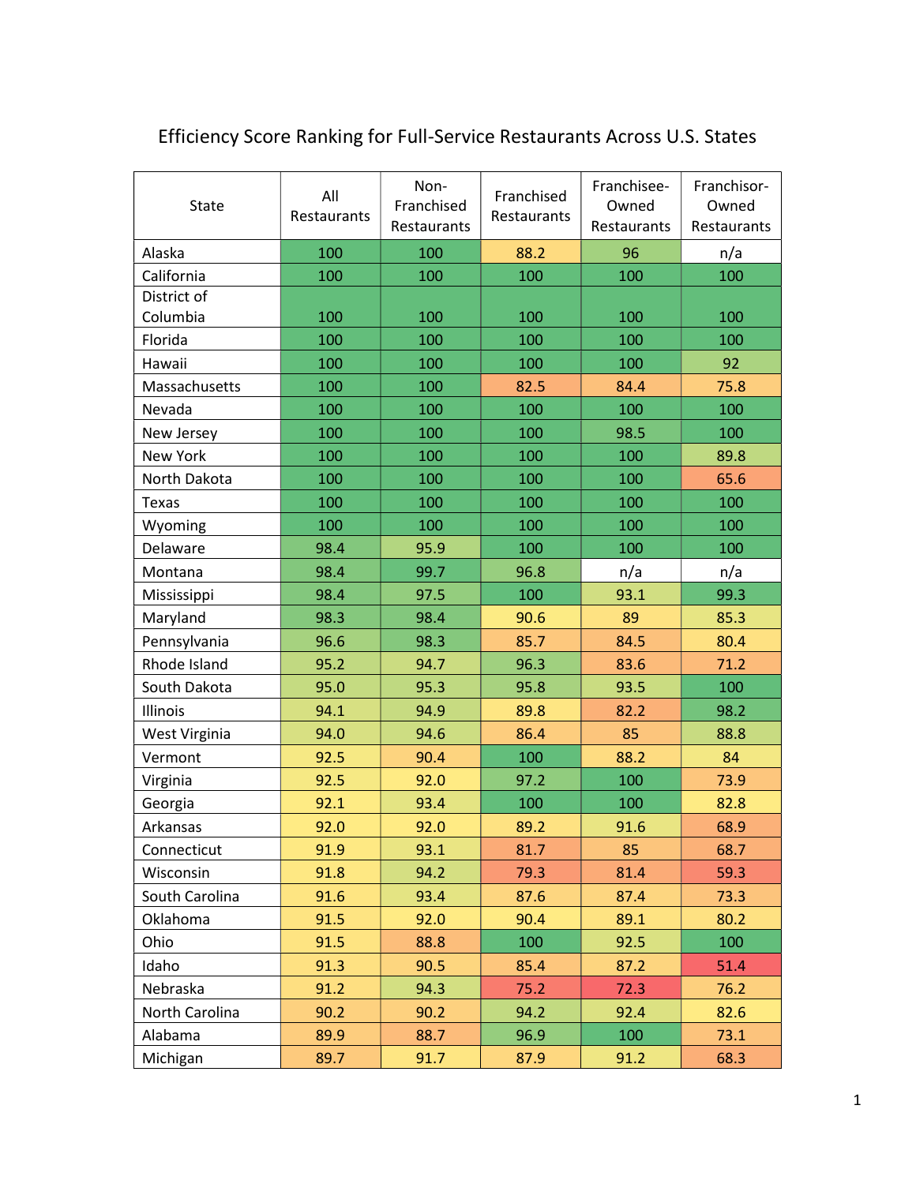# Efficiency Score Ranking for Full-Service Restaurants Across U.S. States

| State | All Restaurants | Non-Franchised Restaurants | Franchised Restaurants | Franchisee-Owned Restaurants | Franchisor-Owned Restaurants |
|---|---|---|---|---|---|
| Alaska | 100 | 100 | 88.2 | 96 | n/a |
| California | 100 | 100 | 100 | 100 | 100 |
| District of Columbia | 100 | 100 | 100 | 100 | 100 |
| Florida | 100 | 100 | 100 | 100 | 100 |
| Hawaii | 100 | 100 | 100 | 100 | 92 |
| Massachusetts | 100 | 100 | 82.5 | 84.4 | 75.8 |
| Nevada | 100 | 100 | 100 | 100 | 100 |
| New Jersey | 100 | 100 | 100 | 98.5 | 100 |
| New York | 100 | 100 | 100 | 100 | 89.8 |
| North Dakota | 100 | 100 | 100 | 100 | 65.6 |
| Texas | 100 | 100 | 100 | 100 | 100 |
| Wyoming | 100 | 100 | 100 | 100 | 100 |
| Delaware | 98.4 | 95.9 | 100 | 100 | 100 |
| Montana | 98.4 | 99.7 | 96.8 | n/a | n/a |
| Mississippi | 98.4 | 97.5 | 100 | 93.1 | 99.3 |
| Maryland | 98.3 | 98.4 | 90.6 | 89 | 85.3 |
| Pennsylvania | 96.6 | 98.3 | 85.7 | 84.5 | 80.4 |
| Rhode Island | 95.2 | 94.7 | 96.3 | 83.6 | 71.2 |
| South Dakota | 95.0 | 95.3 | 95.8 | 93.5 | 100 |
| Illinois | 94.1 | 94.9 | 89.8 | 82.2 | 98.2 |
| West Virginia | 94.0 | 94.6 | 86.4 | 85 | 88.8 |
| Vermont | 92.5 | 90.4 | 100 | 88.2 | 84 |
| Virginia | 92.5 | 92.0 | 97.2 | 100 | 73.9 |
| Georgia | 92.1 | 93.4 | 100 | 100 | 82.8 |
| Arkansas | 92.0 | 92.0 | 89.2 | 91.6 | 68.9 |
| Connecticut | 91.9 | 93.1 | 81.7 | 85 | 68.7 |
| Wisconsin | 91.8 | 94.2 | 79.3 | 81.4 | 59.3 |
| South Carolina | 91.6 | 93.4 | 87.6 | 87.4 | 73.3 |
| Oklahoma | 91.5 | 92.0 | 90.4 | 89.1 | 80.2 |
| Ohio | 91.5 | 88.8 | 100 | 92.5 | 100 |
| Idaho | 91.3 | 90.5 | 85.4 | 87.2 | 51.4 |
| Nebraska | 91.2 | 94.3 | 75.2 | 72.3 | 76.2 |
| North Carolina | 90.2 | 90.2 | 94.2 | 92.4 | 82.6 |
| Alabama | 89.9 | 88.7 | 96.9 | 100 | 73.1 |
| Michigan | 89.7 | 91.7 | 87.9 | 91.2 | 68.3 |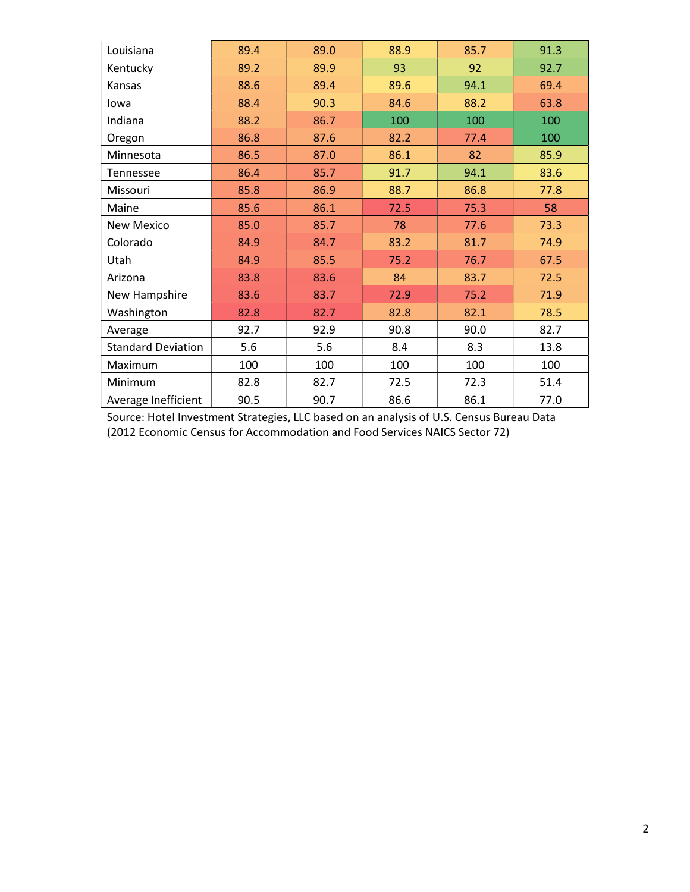| | | | | | |
|---|---|---|---|---|---|
| Louisiana | 89.4 | 89.0 | 88.9 | 85.7 | 91.3 |
| Kentucky | 89.2 | 89.9 | 93 | 92 | 92.7 |
| Kansas | 88.6 | 89.4 | 89.6 | 94.1 | 69.4 |
| Iowa | 88.4 | 90.3 | 84.6 | 88.2 | 63.8 |
| Indiana | 88.2 | 86.7 | 100 | 100 | 100 |
| Oregon | 86.8 | 87.6 | 82.2 | 77.4 | 100 |
| Minnesota | 86.5 | 87.0 | 86.1 | 82 | 85.9 |
| Tennessee | 86.4 | 85.7 | 91.7 | 94.1 | 83.6 |
| Missouri | 85.8 | 86.9 | 88.7 | 86.8 | 77.8 |
| Maine | 85.6 | 86.1 | 72.5 | 75.3 | 58 |
| New Mexico | 85.0 | 85.7 | 78 | 77.6 | 73.3 |
| Colorado | 84.9 | 84.7 | 83.2 | 81.7 | 74.9 |
| Utah | 84.9 | 85.5 | 75.2 | 76.7 | 67.5 |
| Arizona | 83.8 | 83.6 | 84 | 83.7 | 72.5 |
| New Hampshire | 83.6 | 83.7 | 72.9 | 75.2 | 71.9 |
| Washington | 82.8 | 82.7 | 82.8 | 82.1 | 78.5 |
| Average | 92.7 | 92.9 | 90.8 | 90.0 | 82.7 |
| Standard Deviation | 5.6 | 5.6 | 8.4 | 8.3 | 13.8 |
| Maximum | 100 | 100 | 100 | 100 | 100 |
| Minimum | 82.8 | 82.7 | 72.5 | 72.3 | 51.4 |
| Average Inefficient | 90.5 | 90.7 | 86.6 | 86.1 | 77.0 |

Source: Hotel Investment Strategies, LLC based on an analysis of U.S. Census Bureau Data (2012 Economic Census for Accommodation and Food Services NAICS Sector 72)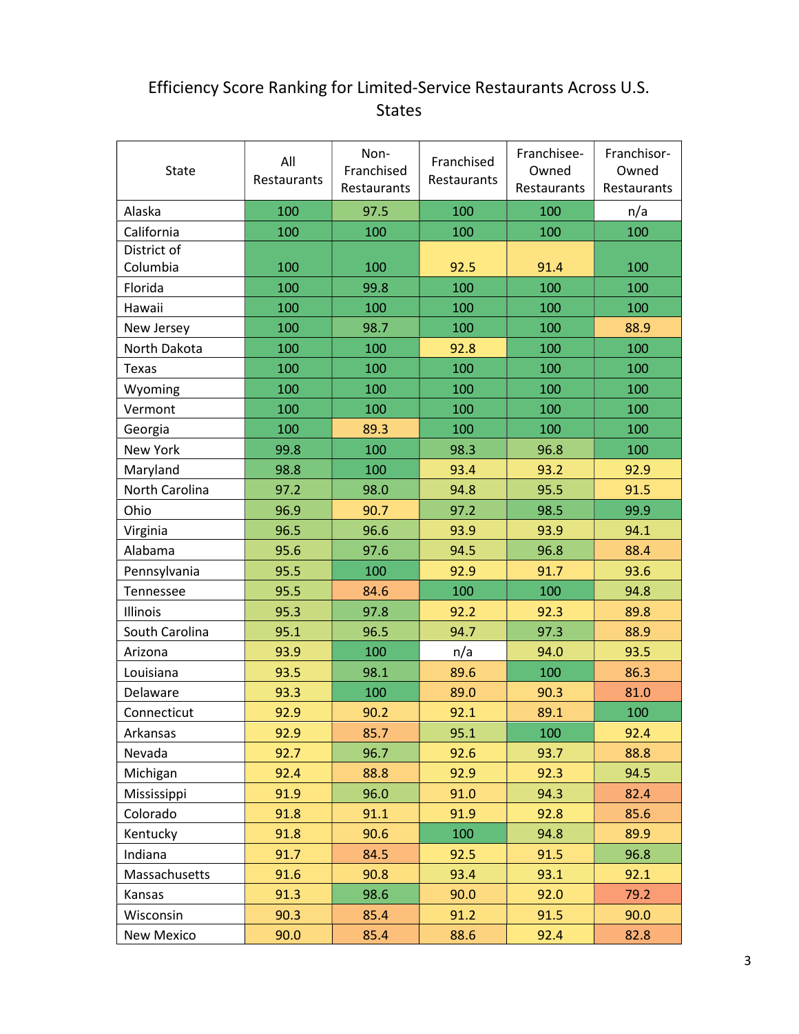# Efficiency Score Ranking for Limited-Service Restaurants Across U.S. States

| State | All Restaurants | Non-Franchised Restaurants | Franchised Restaurants | Franchisee-Owned Restaurants | Franchisor-Owned Restaurants |
|---|---|---|---|---|---|
| Alaska | 100 | 97.5 | 100 | 100 | n/a |
| California | 100 | 100 | 100 | 100 | 100 |
| District of Columbia | 100 | 100 | 92.5 | 91.4 | 100 |
| Florida | 100 | 99.8 | 100 | 100 | 100 |
| Hawaii | 100 | 100 | 100 | 100 | 100 |
| New Jersey | 100 | 98.7 | 100 | 100 | 88.9 |
| North Dakota | 100 | 100 | 92.8 | 100 | 100 |
| Texas | 100 | 100 | 100 | 100 | 100 |
| Wyoming | 100 | 100 | 100 | 100 | 100 |
| Vermont | 100 | 100 | 100 | 100 | 100 |
| Georgia | 100 | 89.3 | 100 | 100 | 100 |
| New York | 99.8 | 100 | 98.3 | 96.8 | 100 |
| Maryland | 98.8 | 100 | 93.4 | 93.2 | 92.9 |
| North Carolina | 97.2 | 98.0 | 94.8 | 95.5 | 91.5 |
| Ohio | 96.9 | 90.7 | 97.2 | 98.5 | 99.9 |
| Virginia | 96.5 | 96.6 | 93.9 | 93.9 | 94.1 |
| Alabama | 95.6 | 97.6 | 94.5 | 96.8 | 88.4 |
| Pennsylvania | 95.5 | 100 | 92.9 | 91.7 | 93.6 |
| Tennessee | 95.5 | 84.6 | 100 | 100 | 94.8 |
| Illinois | 95.3 | 97.8 | 92.2 | 92.3 | 89.8 |
| South Carolina | 95.1 | 96.5 | 94.7 | 97.3 | 88.9 |
| Arizona | 93.9 | 100 | n/a | 94.0 | 93.5 |
| Louisiana | 93.5 | 98.1 | 89.6 | 100 | 86.3 |
| Delaware | 93.3 | 100 | 89.0 | 90.3 | 81.0 |
| Connecticut | 92.9 | 90.2 | 92.1 | 89.1 | 100 |
| Arkansas | 92.9 | 85.7 | 95.1 | 100 | 92.4 |
| Nevada | 92.7 | 96.7 | 92.6 | 93.7 | 88.8 |
| Michigan | 92.4 | 88.8 | 92.9 | 92.3 | 94.5 |
| Mississippi | 91.9 | 96.0 | 91.0 | 94.3 | 82.4 |
| Colorado | 91.8 | 91.1 | 91.9 | 92.8 | 85.6 |
| Kentucky | 91.8 | 90.6 | 100 | 94.8 | 89.9 |
| Indiana | 91.7 | 84.5 | 92.5 | 91.5 | 96.8 |
| Massachusetts | 91.6 | 90.8 | 93.4 | 93.1 | 92.1 |
| Kansas | 91.3 | 98.6 | 90.0 | 92.0 | 79.2 |
| Wisconsin | 90.3 | 85.4 | 91.2 | 91.5 | 90.0 |
| New Mexico | 90.0 | 85.4 | 88.6 | 92.4 | 82.8 |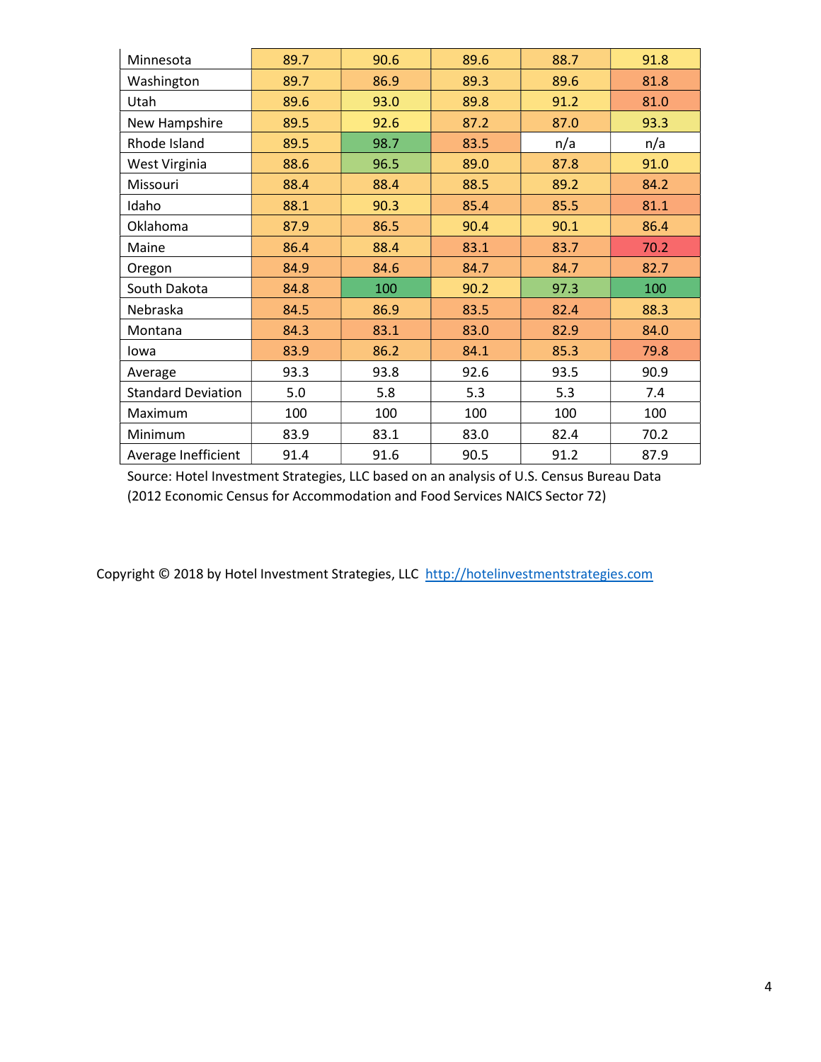| | | | | | |
|---|---|---|---|---|---|
| Minnesota | 89.7 | 90.6 | 89.6 | 88.7 | 91.8 |
| Washington | 89.7 | 86.9 | 89.3 | 89.6 | 81.8 |
| Utah | 89.6 | 93.0 | 89.8 | 91.2 | 81.0 |
| New Hampshire | 89.5 | 92.6 | 87.2 | 87.0 | 93.3 |
| Rhode Island | 89.5 | 98.7 | 83.5 | n/a | n/a |
| West Virginia | 88.6 | 96.5 | 89.0 | 87.8 | 91.0 |
| Missouri | 88.4 | 88.4 | 88.5 | 89.2 | 84.2 |
| Idaho | 88.1 | 90.3 | 85.4 | 85.5 | 81.1 |
| Oklahoma | 87.9 | 86.5 | 90.4 | 90.1 | 86.4 |
| Maine | 86.4 | 88.4 | 83.1 | 83.7 | 70.2 |
| Oregon | 84.9 | 84.6 | 84.7 | 84.7 | 82.7 |
| South Dakota | 84.8 | 100 | 90.2 | 97.3 | 100 |
| Nebraska | 84.5 | 86.9 | 83.5 | 82.4 | 88.3 |
| Montana | 84.3 | 83.1 | 83.0 | 82.9 | 84.0 |
| Iowa | 83.9 | 86.2 | 84.1 | 85.3 | 79.8 |
| Average | 93.3 | 93.8 | 92.6 | 93.5 | 90.9 |
| Standard Deviation | 5.0 | 5.8 | 5.3 | 5.3 | 7.4 |
| Maximum | 100 | 100 | 100 | 100 | 100 |
| Minimum | 83.9 | 83.1 | 83.0 | 82.4 | 70.2 |
| Average Inefficient | 91.4 | 91.6 | 90.5 | 91.2 | 87.9 |

Source: Hotel Investment Strategies, LLC based on an analysis of U.S. Census Bureau Data (2012 Economic Census for Accommodation and Food Services NAICS Sector 72)

Copyright © 2018 by Hotel Investment Strategies, LLC http://hotelinvestmentstrategies.com